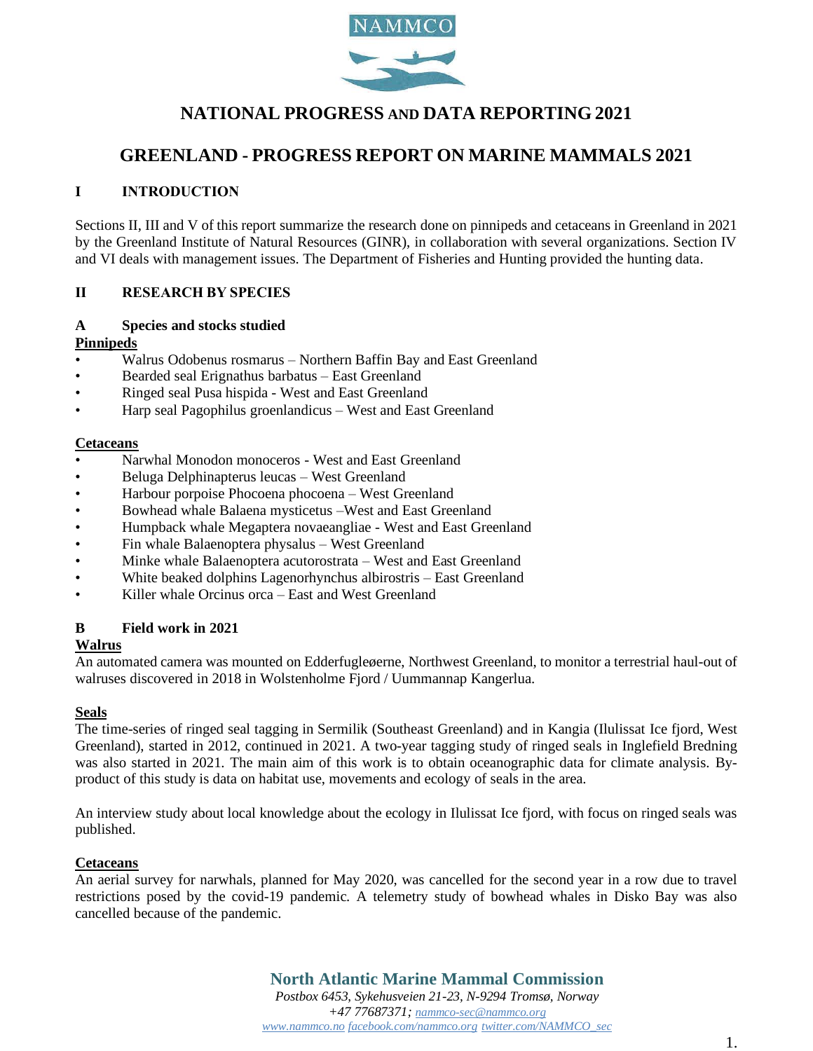# NATIONAL PROGRESS AND DATA REPORTING 2021

# GREENLAND - PROGRESS REPORT ON MARINE MAMMALS 2021

## I INTRODUCTION

Sections II, III and V of this report summarize the research done on pinnipeds and cetaceans in Greenland in 2021 by the Greenland Institute of Natural Resources (GINR), in collaboration with several organizations. Section IV and VI deals with management issues. The Department of Fisheries and Hunting provided the hunting data.

## II RESEARCH BY SPECIES

### A Species and stocks studied

**Pinnipeds**

- Walrus Odobenus rosmarus – Northern Baffin Bay and East Greenland
- Bearded seal Erignathus barbatus – East Greenland
- Ringed seal Pusa hispida - West and East Greenland
- Harp seal Pagophilus groenlandicus – West and East Greenland

**Cetaceans**

- Narwhal Monodon monoceros - West and East Greenland
- Beluga Delphinapterus leucas – West Greenland
- Harbour porpoise Phocoena phocoena – West Greenland
- Bowhead whale Balaena mysticetus –West and East Greenland
- Humpback whale Megaptera novaeangliae - West and East Greenland
- Fin whale Balaenoptera physalus – West Greenland
- Minke whale Balaenoptera acutorostrata – West and East Greenland
- White beaked dolphins Lagenorhynchus albirostris – East Greenland
- Killer whale Orcinus orca – East and West Greenland

### B Field work in 2021

**Walrus**

An automated camera was mounted on Edderfugleøerne, Northwest Greenland, to monitor a terrestrial haul-out of walruses discovered in 2018 in Wolstenholme Fjord / Uummannap Kangerlua.

**Seals**

The time-series of ringed seal tagging in Sermilik (Southeast Greenland) and in Kangia (Ilulissat Ice fjord, West Greenland), started in 2012, continued in 2021. A two-year tagging study of ringed seals in Inglefield Bredning was also started in 2021. The main aim of this work is to obtain oceanographic data for climate analysis. By-product of this study is data on habitat use, movements and ecology of seals in the area.

An interview study about local knowledge about the ecology in Ilulissat Ice fjord, with focus on ringed seals was published.

**Cetaceans**

An aerial survey for narwhals, planned for May 2020, was cancelled for the second year in a row due to travel restrictions posed by the covid-19 pandemic. A telemetry study of bowhead whales in Disko Bay was also cancelled because of the pandemic.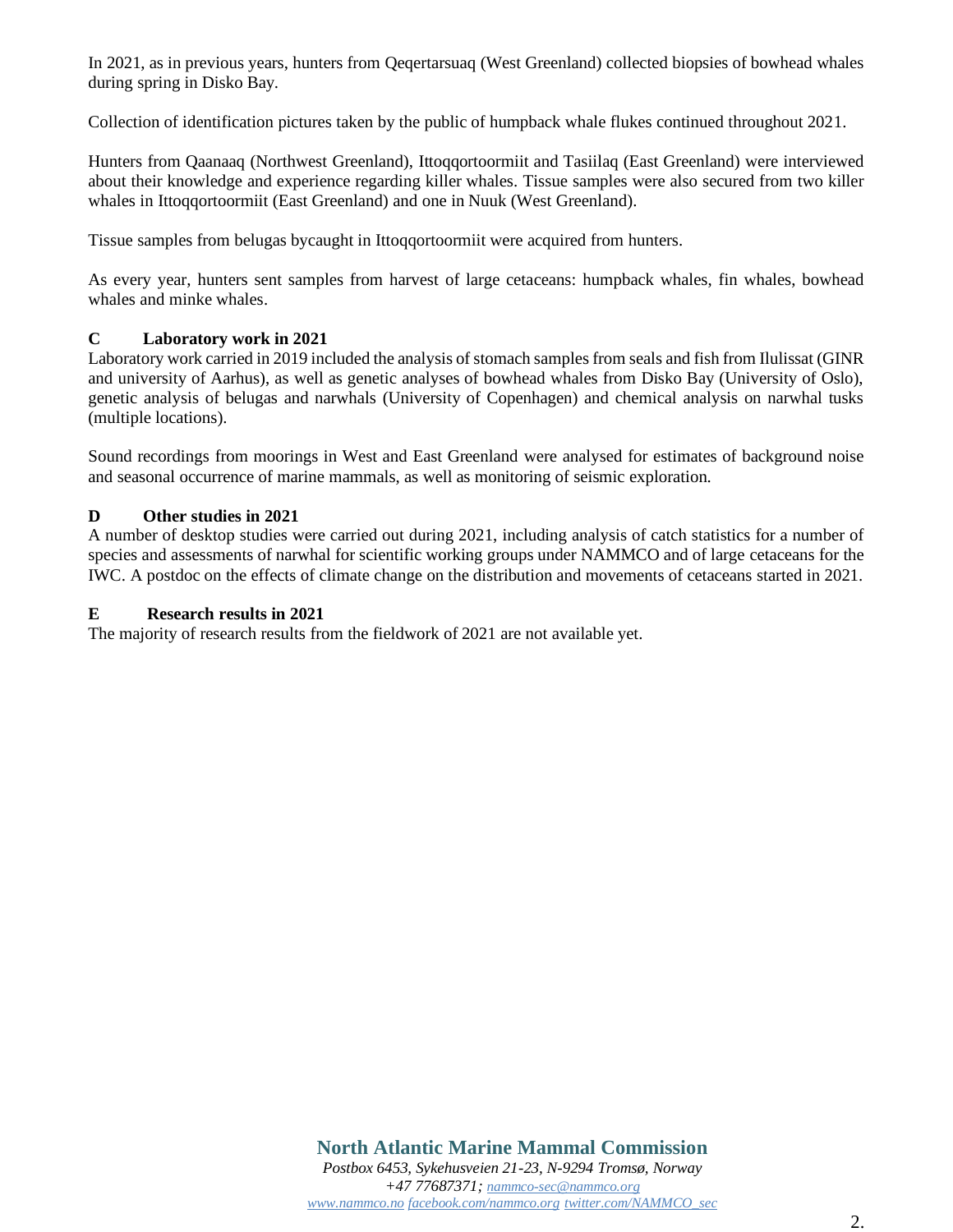In 2021, as in previous years, hunters from Qeqertarsuaq (West Greenland) collected biopsies of bowhead whales during spring in Disko Bay.

Collection of identification pictures taken by the public of humpback whale flukes continued throughout 2021.

Hunters from Qaanaaq (Northwest Greenland), Ittoqqortoormiit and Tasiilaq (East Greenland) were interviewed about their knowledge and experience regarding killer whales. Tissue samples were also secured from two killer whales in Ittoqqortoormiit (East Greenland) and one in Nuuk (West Greenland).

Tissue samples from belugas bycaught in Ittoqqortoormiit were acquired from hunters.

As every year, hunters sent samples from harvest of large cetaceans: humpback whales, fin whales, bowhead whales and minke whales.

## C Laboratory work in 2021

Laboratory work carried in 2019 included the analysis of stomach samples from seals and fish from Ilulissat (GINR and university of Aarhus), as well as genetic analyses of bowhead whales from Disko Bay (University of Oslo), genetic analysis of belugas and narwhals (University of Copenhagen) and chemical analysis on narwhal tusks (multiple locations).

Sound recordings from moorings in West and East Greenland were analysed for estimates of background noise and seasonal occurrence of marine mammals, as well as monitoring of seismic exploration.

## D Other studies in 2021

A number of desktop studies were carried out during 2021, including analysis of catch statistics for a number of species and assessments of narwhal for scientific working groups under NAMMCO and of large cetaceans for the IWC. A postdoc on the effects of climate change on the distribution and movements of cetaceans started in 2021.

## E Research results in 2021

The majority of research results from the fieldwork of 2021 are not available yet.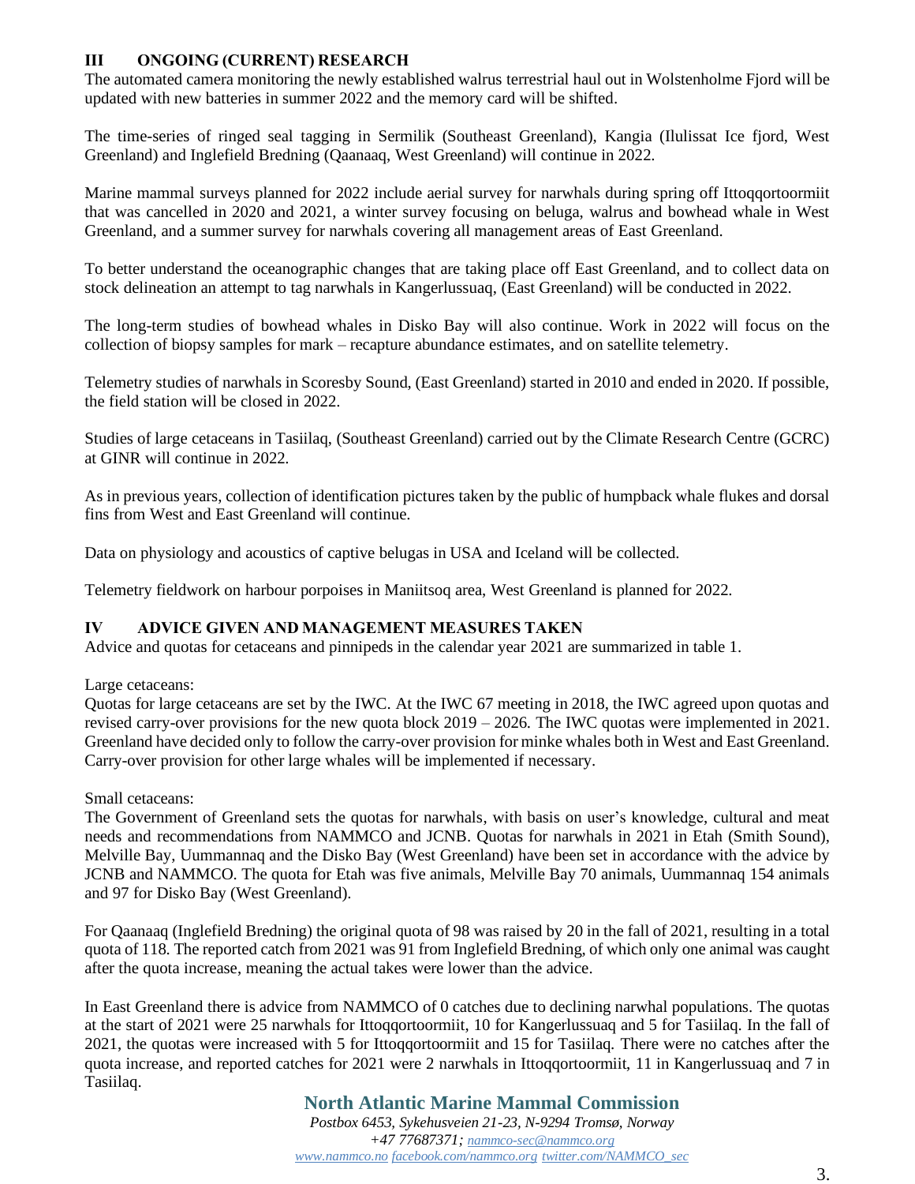## III ONGOING (CURRENT) RESEARCH

The automated camera monitoring the newly established walrus terrestrial haul out in Wolstenholme Fjord will be updated with new batteries in summer 2022 and the memory card will be shifted.

The time-series of ringed seal tagging in Sermilik (Southeast Greenland), Kangia (Ilulissat Ice fjord, West Greenland) and Inglefield Bredning (Qaanaaq, West Greenland) will continue in 2022.

Marine mammal surveys planned for 2022 include aerial survey for narwhals during spring off Ittoqqortoormiit that was cancelled in 2020 and 2021, a winter survey focusing on beluga, walrus and bowhead whale in West Greenland, and a summer survey for narwhals covering all management areas of East Greenland.

To better understand the oceanographic changes that are taking place off East Greenland, and to collect data on stock delineation an attempt to tag narwhals in Kangerlussuaq, (East Greenland) will be conducted in 2022.

The long-term studies of bowhead whales in Disko Bay will also continue. Work in 2022 will focus on the collection of biopsy samples for mark – recapture abundance estimates, and on satellite telemetry.

Telemetry studies of narwhals in Scoresby Sound, (East Greenland) started in 2010 and ended in 2020. If possible, the field station will be closed in 2022.

Studies of large cetaceans in Tasiilaq, (Southeast Greenland) carried out by the Climate Research Centre (GCRC) at GINR will continue in 2022.

As in previous years, collection of identification pictures taken by the public of humpback whale flukes and dorsal fins from West and East Greenland will continue.

Data on physiology and acoustics of captive belugas in USA and Iceland will be collected.

Telemetry fieldwork on harbour porpoises in Maniitsoq area, West Greenland is planned for 2022.

## IV ADVICE GIVEN AND MANAGEMENT MEASURES TAKEN

Advice and quotas for cetaceans and pinnipeds in the calendar year 2021 are summarized in table 1.

Large cetaceans:

Quotas for large cetaceans are set by the IWC. At the IWC 67 meeting in 2018, the IWC agreed upon quotas and revised carry-over provisions for the new quota block 2019 – 2026. The IWC quotas were implemented in 2021. Greenland have decided only to follow the carry-over provision for minke whales both in West and East Greenland. Carry-over provision for other large whales will be implemented if necessary.

Small cetaceans:

The Government of Greenland sets the quotas for narwhals, with basis on user's knowledge, cultural and meat needs and recommendations from NAMMCO and JCNB. Quotas for narwhals in 2021 in Etah (Smith Sound), Melville Bay, Uummannaq and the Disko Bay (West Greenland) have been set in accordance with the advice by JCNB and NAMMCO. The quota for Etah was five animals, Melville Bay 70 animals, Uummannaq 154 animals and 97 for Disko Bay (West Greenland).

For Qaanaaq (Inglefield Bredning) the original quota of 98 was raised by 20 in the fall of 2021, resulting in a total quota of 118. The reported catch from 2021 was 91 from Inglefield Bredning, of which only one animal was caught after the quota increase, meaning the actual takes were lower than the advice.

In East Greenland there is advice from NAMMCO of 0 catches due to declining narwhal populations. The quotas at the start of 2021 were 25 narwhals for Ittoqqortoormiit, 10 for Kangerlussuaq and 5 for Tasiilaq. In the fall of 2021, the quotas were increased with 5 for Ittoqqortoormiit and 15 for Tasiilaq. There were no catches after the quota increase, and reported catches for 2021 were 2 narwhals in Ittoqqortoormiit, 11 in Kangerlussuaq and 7 in Tasiilaq.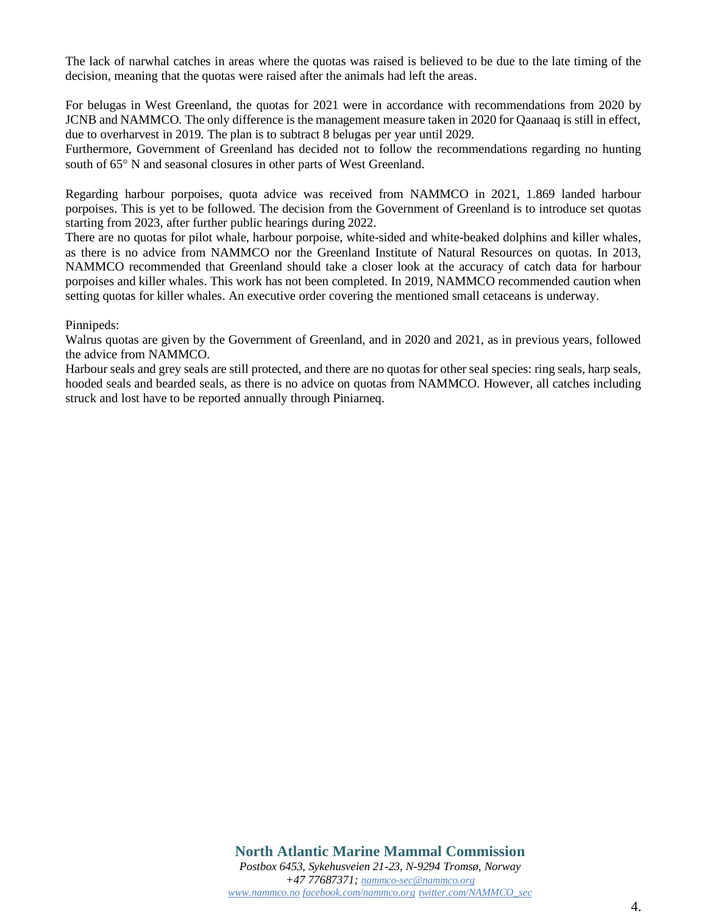The lack of narwhal catches in areas where the quotas was raised is believed to be due to the late timing of the decision, meaning that the quotas were raised after the animals had left the areas.

For belugas in West Greenland, the quotas for 2021 were in accordance with recommendations from 2020 by JCNB and NAMMCO. The only difference is the management measure taken in 2020 for Qaanaaq is still in effect, due to overharvest in 2019. The plan is to subtract 8 belugas per year until 2029.
Furthermore, Government of Greenland has decided not to follow the recommendations regarding no hunting south of 65° N and seasonal closures in other parts of West Greenland.

Regarding harbour porpoises, quota advice was received from NAMMCO in 2021, 1.869 landed harbour porpoises. This is yet to be followed. The decision from the Government of Greenland is to introduce set quotas starting from 2023, after further public hearings during 2022.
There are no quotas for pilot whale, harbour porpoise, white-sided and white-beaked dolphins and killer whales, as there is no advice from NAMMCO nor the Greenland Institute of Natural Resources on quotas. In 2013, NAMMCO recommended that Greenland should take a closer look at the accuracy of catch data for harbour porpoises and killer whales. This work has not been completed. In 2019, NAMMCO recommended caution when setting quotas for killer whales. An executive order covering the mentioned small cetaceans is underway.

Pinnipeds:
Walrus quotas are given by the Government of Greenland, and in 2020 and 2021, as in previous years, followed the advice from NAMMCO.
Harbour seals and grey seals are still protected, and there are no quotas for other seal species: ring seals, harp seals, hooded seals and bearded seals, as there is no advice on quotas from NAMMCO. However, all catches including struck and lost have to be reported annually through Piniarneq.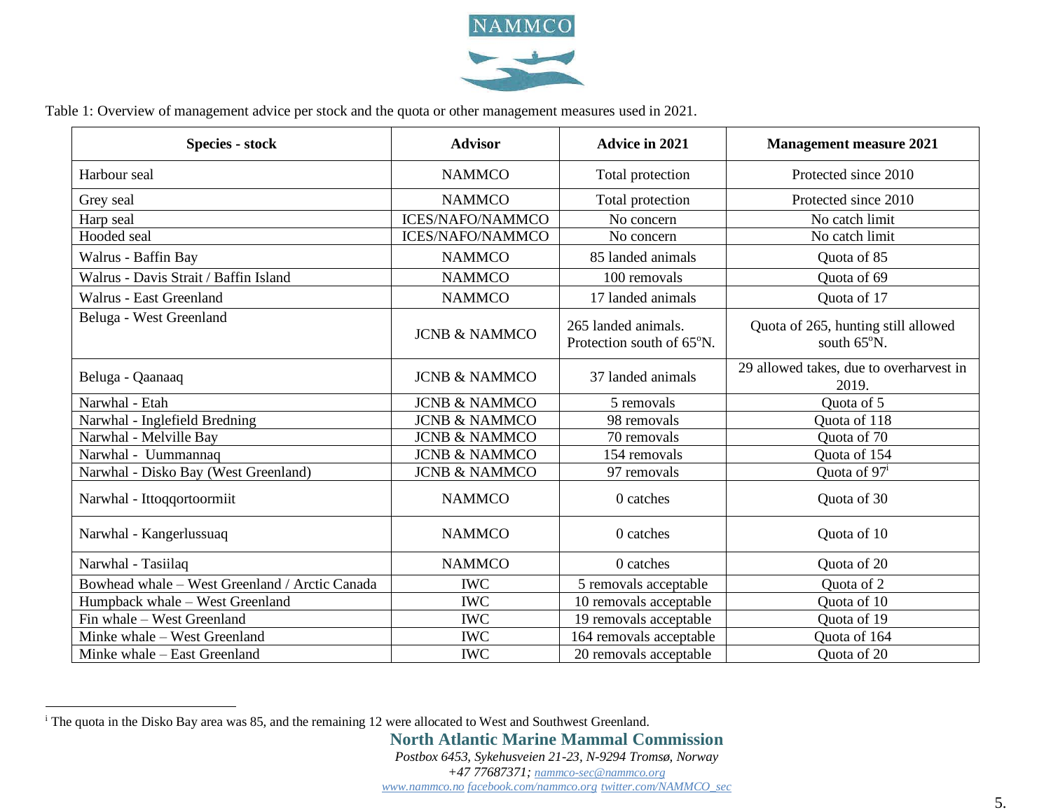Table 1: Overview of management advice per stock and the quota or other management measures used in 2021.

| Species - stock | Advisor | Advice in 2021 | Management measure 2021 |
|---|---|---|---|
| Harbour seal | NAMMCO | Total protection | Protected since 2010 |
| Grey seal | NAMMCO | Total protection | Protected since 2010 |
| Harp seal | ICES/NAFO/NAMMCO | No concern | No catch limit |
| Hooded seal | ICES/NAFO/NAMMCO | No concern | No catch limit |
| Walrus - Baffin Bay | NAMMCO | 85 landed animals | Quota of 85 |
| Walrus - Davis Strait / Baffin Island | NAMMCO | 100 removals | Quota of 69 |
| Walrus - East Greenland | NAMMCO | 17 landed animals | Quota of 17 |
| Beluga - West Greenland | JCNB & NAMMCO | 265 landed animals. Protection south of 65°N. | Quota of 265, hunting still allowed south 65°N. |
| Beluga - Qaanaaq | JCNB & NAMMCO | 37 landed animals | 29 allowed takes, due to overharvest in 2019. |
| Narwhal - Etah | JCNB & NAMMCO | 5 removals | Quota of 5 |
| Narwhal - Inglefield Bredning | JCNB & NAMMCO | 98 removals | Quota of 118 |
| Narwhal - Melville Bay | JCNB & NAMMCO | 70 removals | Quota of 70 |
| Narwhal - Uummannaq | JCNB & NAMMCO | 154 removals | Quota of 154 |
| Narwhal - Disko Bay (West Greenland) | JCNB & NAMMCO | 97 removals | Quota of 97[i] |
| Narwhal - Ittoqqortoormiit | NAMMCO | 0 catches | Quota of 30 |
| Narwhal - Kangerlussuaq | NAMMCO | 0 catches | Quota of 10 |
| Narwhal - Tasiilaq | NAMMCO | 0 catches | Quota of 20 |
| Bowhead whale – West Greenland / Arctic Canada | IWC | 5 removals acceptable | Quota of 2 |
| Humpback whale – West Greenland | IWC | 10 removals acceptable | Quota of 10 |
| Fin whale – West Greenland | IWC | 19 removals acceptable | Quota of 19 |
| Minke whale – West Greenland | IWC | 164 removals acceptable | Quota of 164 |
| Minke whale – East Greenland | IWC | 20 removals acceptable | Quota of 20 |

[i] The quota in the Disko Bay area was 85, and the remaining 12 were allocated to West and Southwest Greenland.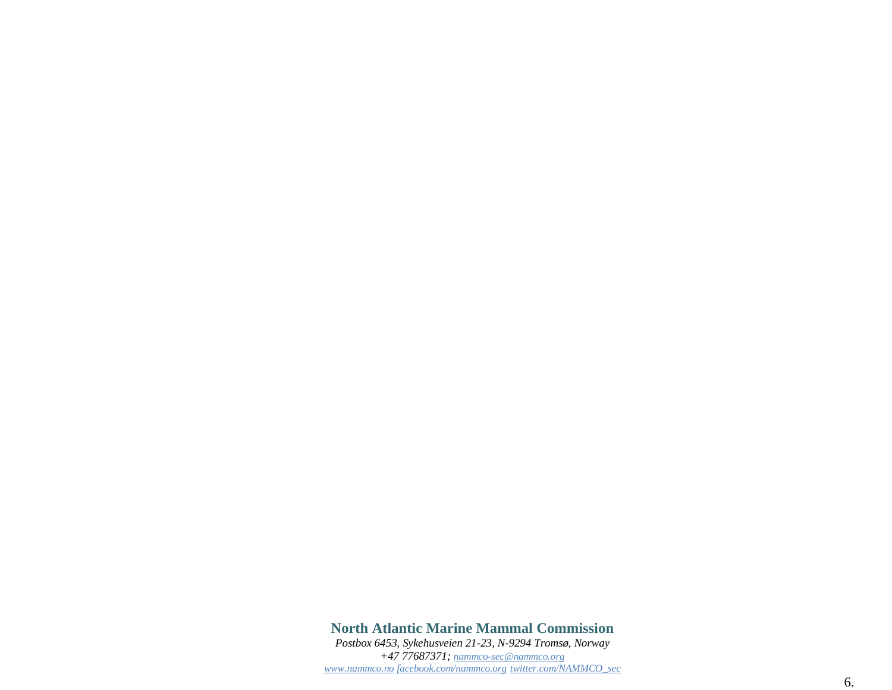**North Atlantic Marine Mammal Commission**

*Postbox 6453, Sykehusveien 21-23, N-9294 Tromsø, Norway*

*+47 77687371; nammco-sec@nammco.org*

*www.nammco.no facebook.com/nammco.org twitter.com/NAMMCO_sec*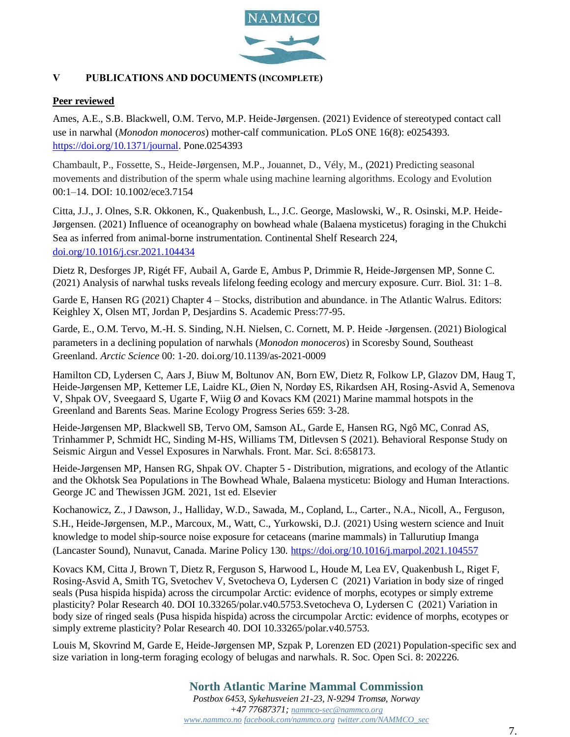## V PUBLICATIONS AND DOCUMENTS (INCOMPLETE)

**Peer reviewed**

Ames, A.E., S.B. Blackwell, O.M. Tervo, M.P. Heide-Jørgensen. (2021) Evidence of stereotyped contact call use in narwhal (*Monodon monoceros*) mother-calf communication. PLoS ONE 16(8): e0254393. https://doi.org/10.1371/journal. Pone.0254393

Chambault, P., Fossette, S., Heide-Jørgensen, M.P., Jouannet, D., Vély, M., (2021) Predicting seasonal movements and distribution of the sperm whale using machine learning algorithms. Ecology and Evolution 00:1–14. DOI: 10.1002/ece3.7154

Citta, J.J., J. Olnes, S.R. Okkonen, K., Quakenbush, L., J.C. George, Maslowski, W., R. Osinski, M.P. Heide-Jørgensen. (2021) Influence of oceanography on bowhead whale (Balaena mysticetus) foraging in the Chukchi Sea as inferred from animal-borne instrumentation. Continental Shelf Research 224, doi.org/10.1016/j.csr.2021.104434

Dietz R, Desforges JP, Rigét FF, Aubail A, Garde E, Ambus P, Drimmie R, Heide-Jørgensen MP, Sonne C. (2021) Analysis of narwhal tusks reveals lifelong feeding ecology and mercury exposure. Curr. Biol. 31: 1–8.

Garde E, Hansen RG (2021) Chapter 4 – Stocks, distribution and abundance. in The Atlantic Walrus. Editors: Keighley X, Olsen MT, Jordan P, Desjardins S. Academic Press:77-95.

Garde, E., O.M. Tervo, M.-H. S. Sinding, N.H. Nielsen, C. Cornett, M. P. Heide -Jørgensen. (2021) Biological parameters in a declining population of narwhals (*Monodon monoceros*) in Scoresby Sound, Southeast Greenland. *Arctic Science* 00: 1-20. doi.org/10.1139/as-2021-0009

Hamilton CD, Lydersen C, Aars J, Biuw M, Boltunov AN, Born EW, Dietz R, Folkow LP, Glazov DM, Haug T, Heide-Jørgensen MP, Kettemer LE, Laidre KL, Øien N, Nordøy ES, Rikardsen AH, Rosing-Asvid A, Semenova V, Shpak OV, Sveegaard S, Ugarte F, Wiig Ø and Kovacs KM (2021) Marine mammal hotspots in the Greenland and Barents Seas. Marine Ecology Progress Series 659: 3-28.

Heide-Jørgensen MP, Blackwell SB, Tervo OM, Samson AL, Garde E, Hansen RG, Ngô MC, Conrad AS, Trinhammer P, Schmidt HC, Sinding M-HS, Williams TM, Ditlevsen S (2021). Behavioral Response Study on Seismic Airgun and Vessel Exposures in Narwhals. Front. Mar. Sci. 8:658173.

Heide-Jørgensen MP, Hansen RG, Shpak OV. Chapter 5 - Distribution, migrations, and ecology of the Atlantic and the Okhotsk Sea Populations in The Bowhead Whale, Balaena mysticetu: Biology and Human Interactions. George JC and Thewissen JGM. 2021, 1st ed. Elsevier

Kochanowicz, Z., J Dawson, J., Halliday, W.D., Sawada, M., Copland, L., Carter., N.A., Nicoll, A., Ferguson, S.H., Heide-Jørgensen, M.P., Marcoux, M., Watt, C., Yurkowski, D.J. (2021) Using western science and Inuit knowledge to model ship-source noise exposure for cetaceans (marine mammals) in Tallurutiup Imanga (Lancaster Sound), Nunavut, Canada. Marine Policy 130. https://doi.org/10.1016/j.marpol.2021.104557

Kovacs KM, Citta J, Brown T, Dietz R, Ferguson S, Harwood L, Houde M, Lea EV, Quakenbush L, Riget F, Rosing-Asvid A, Smith TG, Svetochev V, Svetocheva O, Lydersen C (2021) Variation in body size of ringed seals (Pusa hispida hispida) across the circumpolar Arctic: evidence of morphs, ecotypes or simply extreme plasticity? Polar Research 40. DOI 10.33265/polar.v40.5753.Svetocheva O, Lydersen C (2021) Variation in body size of ringed seals (Pusa hispida hispida) across the circumpolar Arctic: evidence of morphs, ecotypes or simply extreme plasticity? Polar Research 40. DOI 10.33265/polar.v40.5753.

Louis M, Skovrind M, Garde E, Heide-Jørgensen MP, Szpak P, Lorenzen ED (2021) Population-specific sex and size variation in long-term foraging ecology of belugas and narwhals. R. Soc. Open Sci. 8: 202226.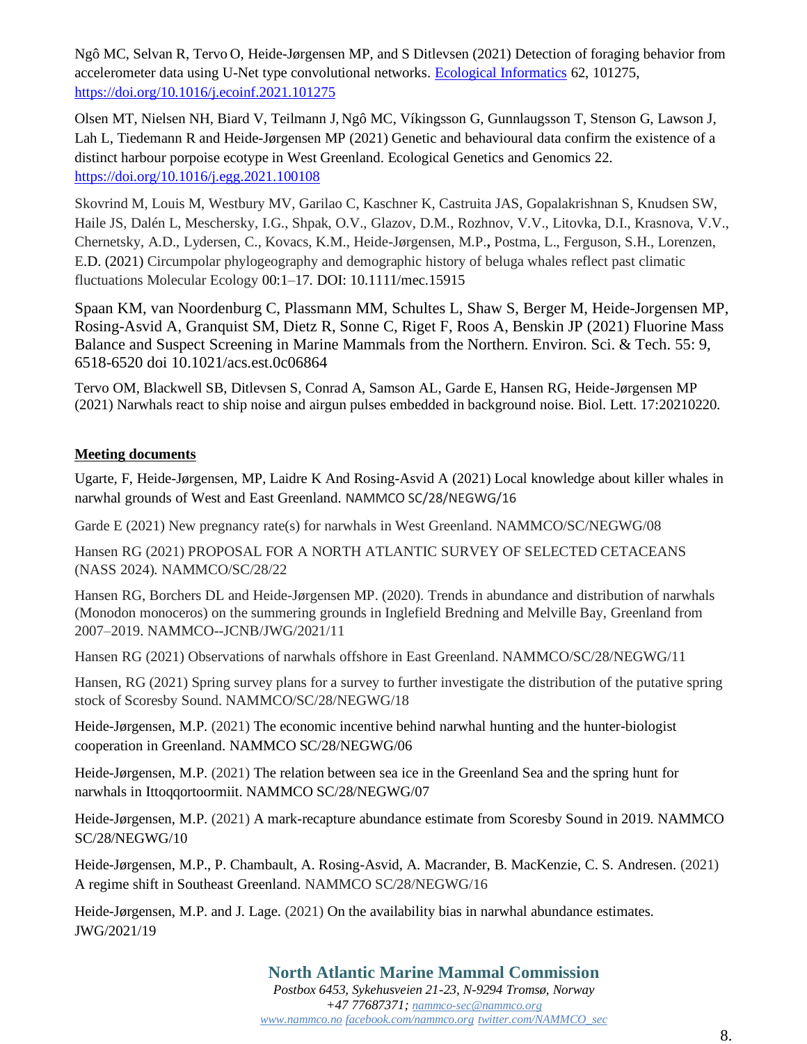Ngô MC, Selvan R, Tervo O, Heide-Jørgensen MP, and S Ditlevsen (2021) Detection of foraging behavior from accelerometer data using U-Net type convolutional networks. Ecological Informatics 62, 101275, https://doi.org/10.1016/j.ecoinf.2021.101275

Olsen MT, Nielsen NH, Biard V, Teilmann J, Ngô MC, Víkingsson G, Gunnlaugsson T, Stenson G, Lawson J, Lah L, Tiedemann R and Heide-Jørgensen MP (2021) Genetic and behavioural data confirm the existence of a distinct harbour porpoise ecotype in West Greenland. Ecological Genetics and Genomics 22. https://doi.org/10.1016/j.egg.2021.100108

Skovrind M, Louis M, Westbury MV, Garilao C, Kaschner K, Castruita JAS, Gopalakrishnan S, Knudsen SW, Haile JS, Dalén L, Meschersky, I.G., Shpak, O.V., Glazov, D.M., Rozhnov, V.V., Litovka, D.I., Krasnova, V.V., Chernetsky, A.D., Lydersen, C., Kovacs, K.M., Heide-Jørgensen, M.P.**,** Postma, L., Ferguson, S.H., Lorenzen, E.D. (2021) Circumpolar phylogeography and demographic history of beluga whales reflect past climatic fluctuations Molecular Ecology 00:1–17. DOI: 10.1111/mec.15915

Spaan KM, van Noordenburg C, Plassmann MM, Schultes L, Shaw S, Berger M, Heide-Jorgensen MP, Rosing-Asvid A, Granquist SM, Dietz R, Sonne C, Riget F, Roos A, Benskin JP (2021) Fluorine Mass Balance and Suspect Screening in Marine Mammals from the Northern. Environ. Sci. & Tech. 55: 9, 6518-6520 doi 10.1021/acs.est.0c06864

Tervo OM, Blackwell SB, Ditlevsen S, Conrad A, Samson AL, Garde E, Hansen RG, Heide-Jørgensen MP (2021) Narwhals react to ship noise and airgun pulses embedded in background noise. Biol. Lett. 17:20210220.

**Meeting documents**

Ugarte, F, Heide-Jørgensen, MP, Laidre K And Rosing-Asvid A (2021) Local knowledge about killer whales in narwhal grounds of West and East Greenland. NAMMCO SC/28/NEGWG/16

Garde E (2021) New pregnancy rate(s) for narwhals in West Greenland. NAMMCO/SC/NEGWG/08

Hansen RG (2021) PROPOSAL FOR A NORTH ATLANTIC SURVEY OF SELECTED CETACEANS (NASS 2024). NAMMCO/SC/28/22

Hansen RG, Borchers DL and Heide-Jørgensen MP. (2020). Trends in abundance and distribution of narwhals (Monodon monoceros) on the summering grounds in Inglefield Bredning and Melville Bay, Greenland from 2007–2019. NAMMCO--JCNB/JWG/2021/11

Hansen RG (2021) Observations of narwhals offshore in East Greenland. NAMMCO/SC/28/NEGWG/11

Hansen, RG (2021) Spring survey plans for a survey to further investigate the distribution of the putative spring stock of Scoresby Sound. NAMMCO/SC/28/NEGWG/18

Heide-Jørgensen, M.P. (2021) The economic incentive behind narwhal hunting and the hunter-biologist cooperation in Greenland. NAMMCO SC/28/NEGWG/06

Heide-Jørgensen, M.P. (2021) The relation between sea ice in the Greenland Sea and the spring hunt for narwhals in Ittoqqortoormiit. NAMMCO SC/28/NEGWG/07

Heide-Jørgensen, M.P. (2021) A mark-recapture abundance estimate from Scoresby Sound in 2019. NAMMCO SC/28/NEGWG/10

Heide-Jørgensen, M.P., P. Chambault, A. Rosing-Asvid, A. Macrander, B. MacKenzie, C. S. Andresen. (2021) A regime shift in Southeast Greenland. NAMMCO SC/28/NEGWG/16

Heide-Jørgensen, M.P. and J. Lage. (2021) On the availability bias in narwhal abundance estimates. JWG/2021/19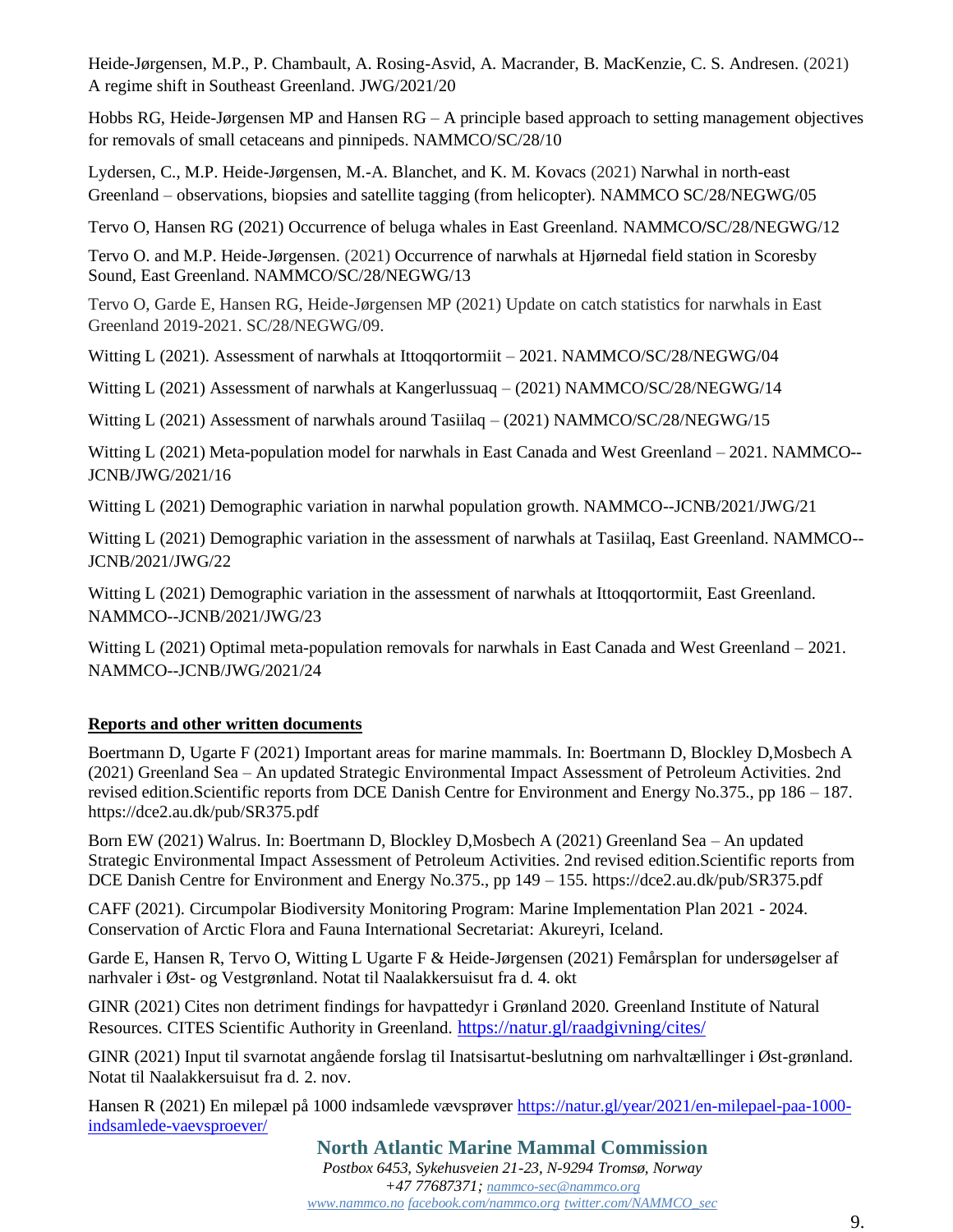Heide-Jørgensen, M.P., P. Chambault, A. Rosing-Asvid, A. Macrander, B. MacKenzie, C. S. Andresen. (2021) A regime shift in Southeast Greenland. JWG/2021/20

Hobbs RG, Heide-Jørgensen MP and Hansen RG – A principle based approach to setting management objectives for removals of small cetaceans and pinnipeds. NAMMCO/SC/28/10

Lydersen, C., M.P. Heide-Jørgensen, M.-A. Blanchet, and K. M. Kovacs (2021) Narwhal in north-east Greenland – observations, biopsies and satellite tagging (from helicopter). NAMMCO SC/28/NEGWG/05

Tervo O, Hansen RG (2021) Occurrence of beluga whales in East Greenland. NAMMCO/SC/28/NEGWG/12

Tervo O. and M.P. Heide-Jørgensen. (2021) Occurrence of narwhals at Hjørnedal field station in Scoresby Sound, East Greenland. NAMMCO/SC/28/NEGWG/13

Tervo O, Garde E, Hansen RG, Heide-Jørgensen MP (2021) Update on catch statistics for narwhals in East Greenland 2019-2021. SC/28/NEGWG/09.

Witting L (2021). Assessment of narwhals at Ittoqqortormiit – 2021. NAMMCO/SC/28/NEGWG/04

Witting L (2021) Assessment of narwhals at Kangerlussuaq – (2021) NAMMCO/SC/28/NEGWG/14

Witting L (2021) Assessment of narwhals around Tasiilaq – (2021) NAMMCO/SC/28/NEGWG/15

Witting L (2021) Meta-population model for narwhals in East Canada and West Greenland – 2021. NAMMCO--JCNB/JWG/2021/16

Witting L (2021) Demographic variation in narwhal population growth. NAMMCO--JCNB/2021/JWG/21

Witting L (2021) Demographic variation in the assessment of narwhals at Tasiilaq, East Greenland. NAMMCO--JCNB/2021/JWG/22

Witting L (2021) Demographic variation in the assessment of narwhals at Ittoqqortormiit, East Greenland. NAMMCO--JCNB/2021/JWG/23

Witting L (2021) Optimal meta-population removals for narwhals in East Canada and West Greenland – 2021. NAMMCO--JCNB/JWG/2021/24

**Reports and other written documents**

Boertmann D, Ugarte F (2021) Important areas for marine mammals. In: Boertmann D, Blockley D,Mosbech A (2021) Greenland Sea – An updated Strategic Environmental Impact Assessment of Petroleum Activities. 2nd revised edition.Scientific reports from DCE Danish Centre for Environment and Energy No.375., pp 186 – 187. https://dce2.au.dk/pub/SR375.pdf

Born EW (2021) Walrus. In: Boertmann D, Blockley D,Mosbech A (2021) Greenland Sea – An updated Strategic Environmental Impact Assessment of Petroleum Activities. 2nd revised edition.Scientific reports from DCE Danish Centre for Environment and Energy No.375., pp 149 – 155. https://dce2.au.dk/pub/SR375.pdf

CAFF (2021). Circumpolar Biodiversity Monitoring Program: Marine Implementation Plan 2021 - 2024. Conservation of Arctic Flora and Fauna International Secretariat: Akureyri, Iceland.

Garde E, Hansen R, Tervo O, Witting L Ugarte F & Heide-Jørgensen (2021) Femårsplan for undersøgelser af narhvaler i Øst- og Vestgrønland. Notat til Naalakkersuisut fra d. 4. okt

GINR (2021) Cites non detriment findings for havpattedyr i Grønland 2020. Greenland Institute of Natural Resources. CITES Scientific Authority in Greenland. https://natur.gl/raadgivning/cites/

GINR (2021) Input til svarnotat angående forslag til Inatsisartut-beslutning om narhvaltællinger i Øst-grønland. Notat til Naalakkersuisut fra d. 2. nov.

Hansen R (2021) En milepæl på 1000 indsamlede vævsprøver https://natur.gl/year/2021/en-milepael-paa-1000-indsamlede-vaevsproever/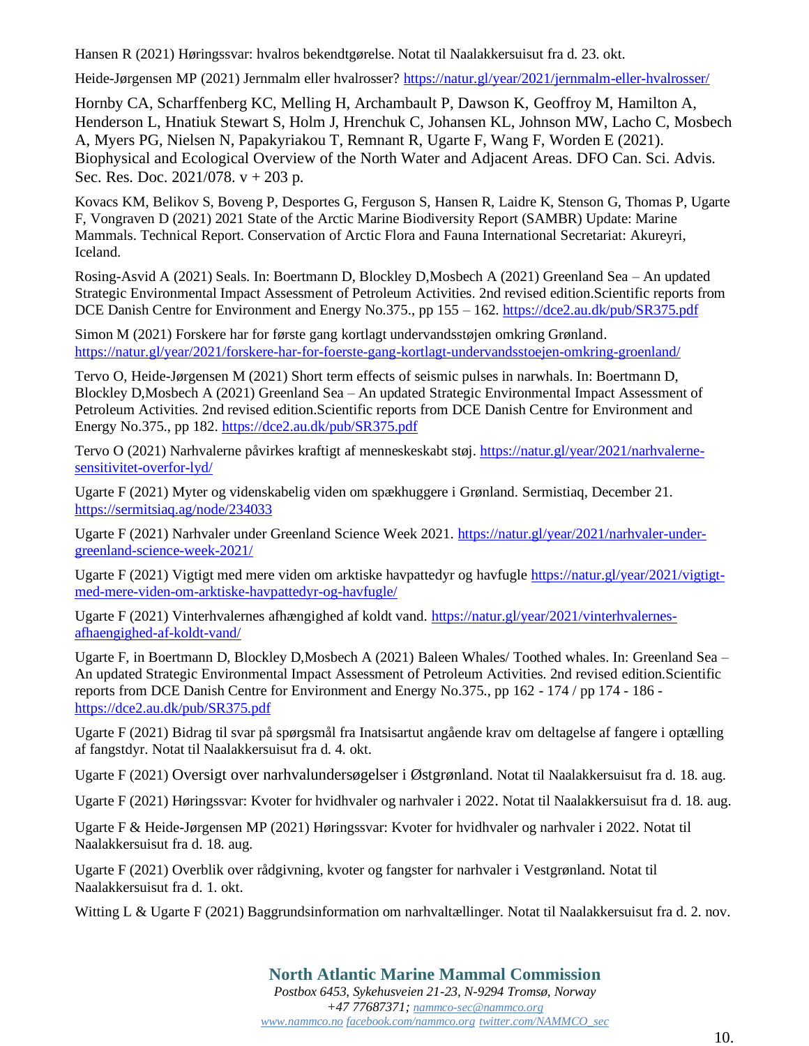Hansen R (2021) Høringssvar: hvalros bekendtgørelse. Notat til Naalakkersuisut fra d. 23. okt.

Heide-Jørgensen MP (2021) Jernmalm eller hvalrosser? https://natur.gl/year/2021/jernmalm-eller-hvalrosser/

Hornby CA, Scharffenberg KC, Melling H, Archambault P, Dawson K, Geoffroy M, Hamilton A, Henderson L, Hnatiuk Stewart S, Holm J, Hrenchuk C, Johansen KL, Johnson MW, Lacho C, Mosbech A, Myers PG, Nielsen N, Papakyriakou T, Remnant R, Ugarte F, Wang F, Worden E (2021). Biophysical and Ecological Overview of the North Water and Adjacent Areas. DFO Can. Sci. Advis. Sec. Res. Doc. 2021/078. v + 203 p.

Kovacs KM, Belikov S, Boveng P, Desportes G, Ferguson S, Hansen R, Laidre K, Stenson G, Thomas P, Ugarte F, Vongraven D (2021) 2021 State of the Arctic Marine Biodiversity Report (SAMBR) Update: Marine Mammals. Technical Report. Conservation of Arctic Flora and Fauna International Secretariat: Akureyri, Iceland.

Rosing-Asvid A (2021) Seals. In: Boertmann D, Blockley D,Mosbech A (2021) Greenland Sea – An updated Strategic Environmental Impact Assessment of Petroleum Activities. 2nd revised edition.Scientific reports from DCE Danish Centre for Environment and Energy No.375., pp 155 – 162. https://dce2.au.dk/pub/SR375.pdf

Simon M (2021) Forskere har for første gang kortlagt undervandsstøjen omkring Grønland. https://natur.gl/year/2021/forskere-har-for-foerste-gang-kortlagt-undervandsstoejen-omkring-groenland/

Tervo O, Heide-Jørgensen M (2021) Short term effects of seismic pulses in narwhals. In: Boertmann D, Blockley D,Mosbech A (2021) Greenland Sea – An updated Strategic Environmental Impact Assessment of Petroleum Activities. 2nd revised edition.Scientific reports from DCE Danish Centre for Environment and Energy No.375., pp 182. https://dce2.au.dk/pub/SR375.pdf

Tervo O (2021) Narhvalerne påvirkes kraftigt af menneskeskabt støj. https://natur.gl/year/2021/narhvalerne-sensitivitet-overfor-lyd/

Ugarte F (2021) Myter og videnskabelig viden om spækhuggere i Grønland. Sermistiaq, December 21. https://sermitsiaq.ag/node/234033

Ugarte F (2021) Narhvaler under Greenland Science Week 2021. https://natur.gl/year/2021/narhvaler-under-greenland-science-week-2021/

Ugarte F (2021) Vigtigt med mere viden om arktiske havpattedyr og havfugle https://natur.gl/year/2021/vigtigt-med-mere-viden-om-arktiske-havpattedyr-og-havfugle/

Ugarte F (2021) Vinterhvalernes afhængighed af koldt vand. https://natur.gl/year/2021/vinterhvalernes-afhaengighed-af-koldt-vand/

Ugarte F, in Boertmann D, Blockley D,Mosbech A (2021) Baleen Whales/ Toothed whales. In: Greenland Sea – An updated Strategic Environmental Impact Assessment of Petroleum Activities. 2nd revised edition.Scientific reports from DCE Danish Centre for Environment and Energy No.375., pp 162 - 174 / pp 174 - 186 - https://dce2.au.dk/pub/SR375.pdf

Ugarte F (2021) Bidrag til svar på spørgsmål fra Inatsisartut angående krav om deltagelse af fangere i optælling af fangstdyr. Notat til Naalakkersuisut fra d. 4. okt.

Ugarte F (2021) Oversigt over narhvalundersøgelser i Østgrønland. Notat til Naalakkersuisut fra d. 18. aug.

Ugarte F (2021) Høringssvar: Kvoter for hvidhvaler og narhvaler i 2022. Notat til Naalakkersuisut fra d. 18. aug.

Ugarte F & Heide-Jørgensen MP (2021) Høringssvar: Kvoter for hvidhvaler og narhvaler i 2022. Notat til Naalakkersuisut fra d. 18. aug.

Ugarte F (2021) Overblik over rådgivning, kvoter og fangster for narhvaler i Vestgrønland. Notat til Naalakkersuisut fra d. 1. okt.

Witting L & Ugarte F (2021) Baggrundsinformation om narhvaltællinger. Notat til Naalakkersuisut fra d. 2. nov.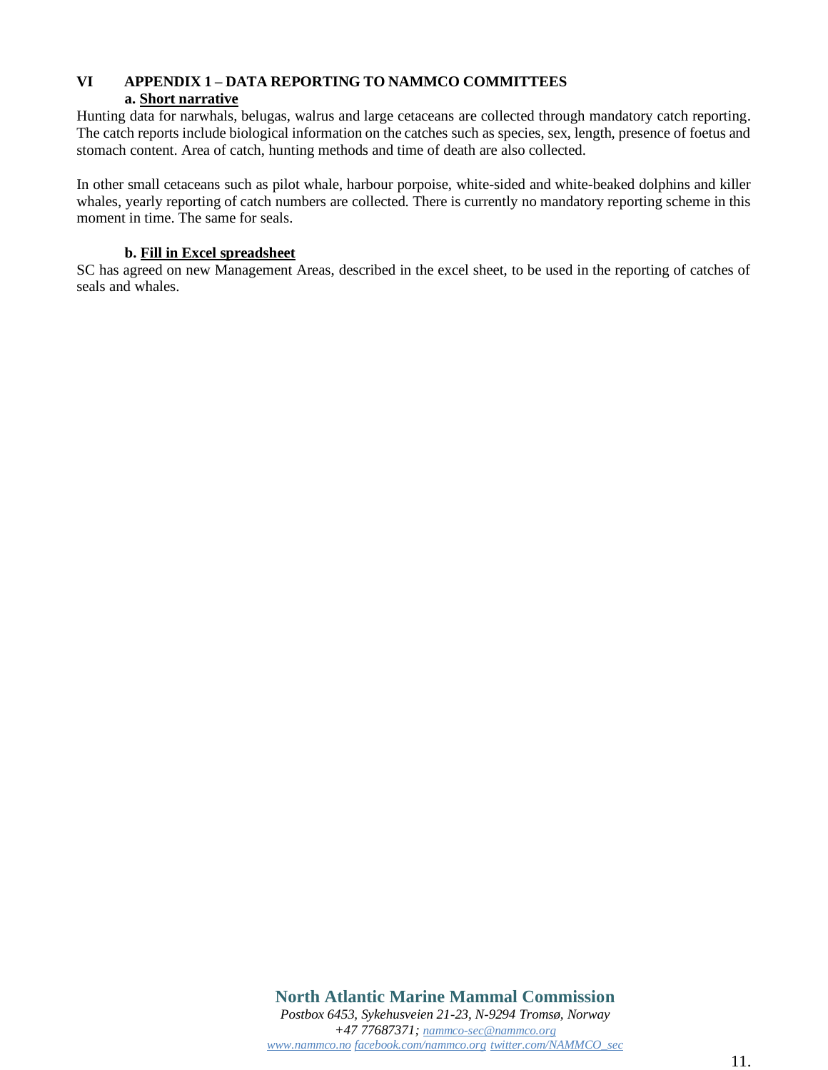## VI APPENDIX 1 – DATA REPORTING TO NAMMCO COMMITTEES

### a. Short narrative

Hunting data for narwhals, belugas, walrus and large cetaceans are collected through mandatory catch reporting. The catch reports include biological information on the catches such as species, sex, length, presence of foetus and stomach content. Area of catch, hunting methods and time of death are also collected.

In other small cetaceans such as pilot whale, harbour porpoise, white-sided and white-beaked dolphins and killer whales, yearly reporting of catch numbers are collected. There is currently no mandatory reporting scheme in this moment in time. The same for seals.

### b. Fill in Excel spreadsheet

SC has agreed on new Management Areas, described in the excel sheet, to be used in the reporting of catches of seals and whales.